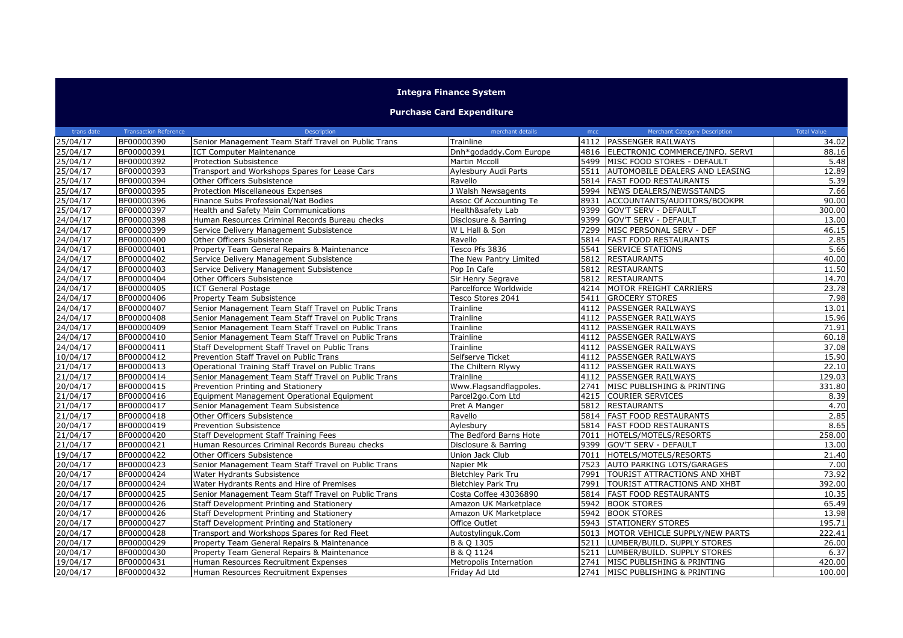# Integra Finance System

## Purchase Card Expenditure

| trans date | Transaction Reference | Description | merchant details | mcc | Merchant Category Description | Total Value |
|---|---|---|---|---|---|---|
| 25/04/17 | BF00000390 | Senior Management Team Staff Travel on Public Trans | Trainline | 4112 | PASSENGER RAILWAYS | 34.02 |
| 25/04/17 | BF00000391 | ICT Computer Maintenance | Dnh*godaddy.Com Europe | 4816 | ELECTRONIC COMMERCE/INFO. SERVI | 88.16 |
| 25/04/17 | BF00000392 | Protection Subsistence | Martin Mccoll | 5499 | MISC FOOD STORES - DEFAULT | 5.48 |
| 25/04/17 | BF00000393 | Transport and Workshops Spares for Lease Cars | Aylesbury Audi Parts | 5511 | AUTOMOBILE DEALERS AND LEASING | 12.89 |
| 25/04/17 | BF00000394 | Other Officers Subsistence | Ravello | 5814 | FAST FOOD RESTAURANTS | 5.39 |
| 25/04/17 | BF00000395 | Protection Miscellaneous Expenses | J Walsh Newsagents | 5994 | NEWS DEALERS/NEWSSTANDS | 7.66 |
| 25/04/17 | BF00000396 | Finance Subs Professional/Nat Bodies | Assoc Of Accounting Te | 8931 | ACCOUNTANTS/AUDITORS/BOOKPR | 90.00 |
| 25/04/17 | BF00000397 | Health and Safety Main Communications | Health&safety Lab | 9399 | GOV'T SERV - DEFAULT | 300.00 |
| 24/04/17 | BF00000398 | Human Resources Criminal Records Bureau checks | Disclosure & Barring | 9399 | GOV'T SERV - DEFAULT | 13.00 |
| 24/04/17 | BF00000399 | Service Delivery Management Subsistence | W L Hall & Son | 7299 | MISC PERSONAL SERV - DEF | 46.15 |
| 24/04/17 | BF00000400 | Other Officers Subsistence | Ravello | 5814 | FAST FOOD RESTAURANTS | 2.85 |
| 24/04/17 | BF00000401 | Property Team General Repairs & Maintenance | Tesco Pfs 3836 | 5541 | SERVICE STATIONS | 5.66 |
| 24/04/17 | BF00000402 | Service Delivery Management Subsistence | The New Pantry Limited | 5812 | RESTAURANTS | 40.00 |
| 24/04/17 | BF00000403 | Service Delivery Management Subsistence | Pop In Cafe | 5812 | RESTAURANTS | 11.50 |
| 24/04/17 | BF00000404 | Other Officers Subsistence | Sir Henry Segrave | 5812 | RESTAURANTS | 14.70 |
| 24/04/17 | BF00000405 | ICT General Postage | Parcelforce Worldwide | 4214 | MOTOR FREIGHT CARRIERS | 23.78 |
| 24/04/17 | BF00000406 | Property Team Subsistence | Tesco Stores 2041 | 5411 | GROCERY STORES | 7.98 |
| 24/04/17 | BF00000407 | Senior Management Team Staff Travel on Public Trans | Trainline | 4112 | PASSENGER RAILWAYS | 13.01 |
| 24/04/17 | BF00000408 | Senior Management Team Staff Travel on Public Trans | Trainline | 4112 | PASSENGER RAILWAYS | 15.96 |
| 24/04/17 | BF00000409 | Senior Management Team Staff Travel on Public Trans | Trainline | 4112 | PASSENGER RAILWAYS | 71.91 |
| 24/04/17 | BF00000410 | Senior Management Team Staff Travel on Public Trans | Trainline | 4112 | PASSENGER RAILWAYS | 60.18 |
| 24/04/17 | BF00000411 | Staff Development Staff Travel on Public Trans | Trainline | 4112 | PASSENGER RAILWAYS | 37.08 |
| 10/04/17 | BF00000412 | Prevention Staff Travel on Public Trans | Selfserve Ticket | 4112 | PASSENGER RAILWAYS | 15.90 |
| 21/04/17 | BF00000413 | Operational Training Staff Travel on Public Trans | The Chiltern Rlywy | 4112 | PASSENGER RAILWAYS | 22.10 |
| 21/04/17 | BF00000414 | Senior Management Team Staff Travel on Public Trans | Trainline | 4112 | PASSENGER RAILWAYS | 129.03 |
| 20/04/17 | BF00000415 | Prevention Printing and Stationery | Www.Flagsandflagpoles. | 2741 | MISC PUBLISHING & PRINTING | 331.80 |
| 21/04/17 | BF00000416 | Equipment Management Operational Equipment | Parcel2go.Com Ltd | 4215 | COURIER SERVICES | 8.39 |
| 21/04/17 | BF00000417 | Senior Management Team Subsistence | Pret A Manger | 5812 | RESTAURANTS | 4.70 |
| 21/04/17 | BF00000418 | Other Officers Subsistence | Ravello | 5814 | FAST FOOD RESTAURANTS | 2.85 |
| 20/04/17 | BF00000419 | Prevention Subsistence | Aylesbury | 5814 | FAST FOOD RESTAURANTS | 8.65 |
| 21/04/17 | BF00000420 | Staff Development Staff Training Fees | The Bedford Barns Hote | 7011 | HOTELS/MOTELS/RESORTS | 258.00 |
| 21/04/17 | BF00000421 | Human Resources Criminal Records Bureau checks | Disclosure & Barring | 9399 | GOV'T SERV - DEFAULT | 13.00 |
| 19/04/17 | BF00000422 | Other Officers Subsistence | Union Jack Club | 7011 | HOTELS/MOTELS/RESORTS | 21.40 |
| 20/04/17 | BF00000423 | Senior Management Team Staff Travel on Public Trans | Napier Mk | 7523 | AUTO PARKING LOTS/GARAGES | 7.00 |
| 20/04/17 | BF00000424 | Water Hydrants Subsistence | Bletchley Park Tru | 7991 | TOURIST ATTRACTIONS AND XHBT | 73.92 |
| 20/04/17 | BF00000424 | Water Hydrants Rents and Hire of Premises | Bletchley Park Tru | 7991 | TOURIST ATTRACTIONS AND XHBT | 392.00 |
| 20/04/17 | BF00000425 | Senior Management Team Staff Travel on Public Trans | Costa Coffee 43036890 | 5814 | FAST FOOD RESTAURANTS | 10.35 |
| 20/04/17 | BF00000426 | Staff Development Printing and Stationery | Amazon UK Marketplace | 5942 | BOOK STORES | 65.49 |
| 20/04/17 | BF00000426 | Staff Development Printing and Stationery | Amazon UK Marketplace | 5942 | BOOK STORES | 13.98 |
| 20/04/17 | BF00000427 | Staff Development Printing and Stationery | Office Outlet | 5943 | STATIONERY STORES | 195.71 |
| 20/04/17 | BF00000428 | Transport and Workshops Spares for Red Fleet | Autostylinguk.Com | 5013 | MOTOR VEHICLE SUPPLY/NEW PARTS | 222.41 |
| 20/04/17 | BF00000429 | Property Team General Repairs & Maintenance | B & Q 1305 | 5211 | LUMBER/BUILD. SUPPLY STORES | 26.00 |
| 20/04/17 | BF00000430 | Property Team General Repairs & Maintenance | B & Q 1124 | 5211 | LUMBER/BUILD. SUPPLY STORES | 6.37 |
| 19/04/17 | BF00000431 | Human Resources Recruitment Expenses | Metropolis Internation | 2741 | MISC PUBLISHING & PRINTING | 420.00 |
| 20/04/17 | BF00000432 | Human Resources Recruitment Expenses | Friday Ad Ltd | 2741 | MISC PUBLISHING & PRINTING | 100.00 |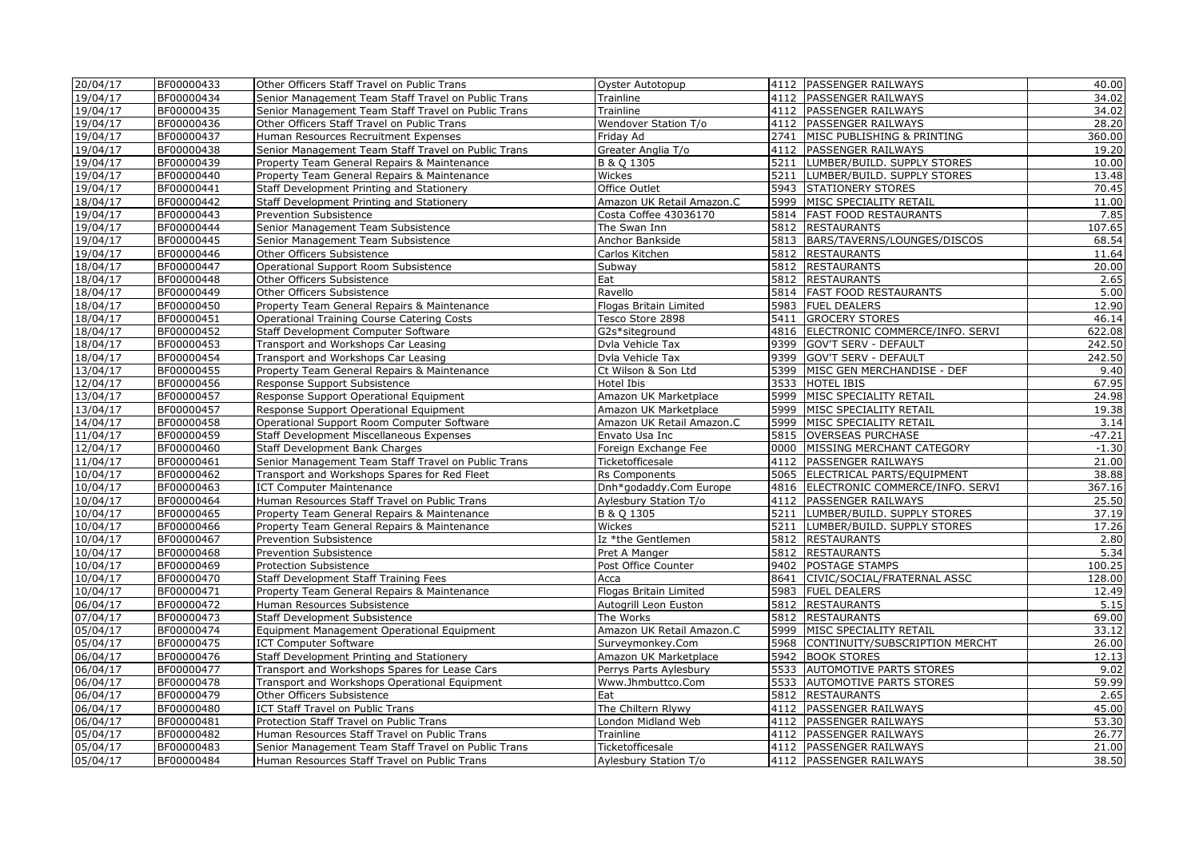| | | | | | | |
|---|---|---|---|---|---|---|
| 20/04/17 | BF00000433 | Other Officers Staff Travel on Public Trans | Oyster Autotopup | 4112 | PASSENGER RAILWAYS | 40.00 |
| 19/04/17 | BF00000434 | Senior Management Team Staff Travel on Public Trans | Trainline | 4112 | PASSENGER RAILWAYS | 34.02 |
| 19/04/17 | BF00000435 | Senior Management Team Staff Travel on Public Trans | Trainline | 4112 | PASSENGER RAILWAYS | 34.02 |
| 19/04/17 | BF00000436 | Other Officers Staff Travel on Public Trans | Wendover Station T/o | 4112 | PASSENGER RAILWAYS | 28.20 |
| 19/04/17 | BF00000437 | Human Resources Recruitment Expenses | Friday Ad | 2741 | MISC PUBLISHING & PRINTING | 360.00 |
| 19/04/17 | BF00000438 | Senior Management Team Staff Travel on Public Trans | Greater Anglia T/o | 4112 | PASSENGER RAILWAYS | 19.20 |
| 19/04/17 | BF00000439 | Property Team General Repairs & Maintenance | B & Q 1305 | 5211 | LUMBER/BUILD. SUPPLY STORES | 10.00 |
| 19/04/17 | BF00000440 | Property Team General Repairs & Maintenance | Wickes | 5211 | LUMBER/BUILD. SUPPLY STORES | 13.48 |
| 19/04/17 | BF00000441 | Staff Development Printing and Stationery | Office Outlet | 5943 | STATIONERY STORES | 70.45 |
| 18/04/17 | BF00000442 | Staff Development Printing and Stationery | Amazon UK Retail Amazon.C | 5999 | MISC SPECIALITY RETAIL | 11.00 |
| 19/04/17 | BF00000443 | Prevention Subsistence | Costa Coffee 43036170 | 5814 | FAST FOOD RESTAURANTS | 7.85 |
| 19/04/17 | BF00000444 | Senior Management Team Subsistence | The Swan Inn | 5812 | RESTAURANTS | 107.65 |
| 19/04/17 | BF00000445 | Senior Management Team Subsistence | Anchor Bankside | 5813 | BARS/TAVERNS/LOUNGES/DISCOS | 68.54 |
| 19/04/17 | BF00000446 | Other Officers Subsistence | Carlos Kitchen | 5812 | RESTAURANTS | 11.64 |
| 18/04/17 | BF00000447 | Operational Support Room Subsistence | Subway | 5812 | RESTAURANTS | 20.00 |
| 18/04/17 | BF00000448 | Other Officers Subsistence | Eat | 5812 | RESTAURANTS | 2.65 |
| 18/04/17 | BF00000449 | Other Officers Subsistence | Ravello | 5814 | FAST FOOD RESTAURANTS | 5.00 |
| 18/04/17 | BF00000450 | Property Team General Repairs & Maintenance | Flogas Britain Limited | 5983 | FUEL DEALERS | 12.90 |
| 18/04/17 | BF00000451 | Operational Training Course Catering Costs | Tesco Store 2898 | 5411 | GROCERY STORES | 46.14 |
| 18/04/17 | BF00000452 | Staff Development Computer Software | G2s*siteground | 4816 | ELECTRONIC COMMERCE/INFO. SERVI | 622.08 |
| 18/04/17 | BF00000453 | Transport and Workshops Car Leasing | Dvla Vehicle Tax | 9399 | GOV'T SERV - DEFAULT | 242.50 |
| 18/04/17 | BF00000454 | Transport and Workshops Car Leasing | Dvla Vehicle Tax | 9399 | GOV'T SERV - DEFAULT | 242.50 |
| 13/04/17 | BF00000455 | Property Team General Repairs & Maintenance | Ct Wilson & Son Ltd | 5399 | MISC GEN MERCHANDISE - DEF | 9.40 |
| 12/04/17 | BF00000456 | Response Support Subsistence | Hotel Ibis | 3533 | HOTEL IBIS | 67.95 |
| 13/04/17 | BF00000457 | Response Support Operational Equipment | Amazon UK Marketplace | 5999 | MISC SPECIALITY RETAIL | 24.98 |
| 13/04/17 | BF00000457 | Response Support Operational Equipment | Amazon UK Marketplace | 5999 | MISC SPECIALITY RETAIL | 19.38 |
| 14/04/17 | BF00000458 | Operational Support Room Computer Software | Amazon UK Retail Amazon.C | 5999 | MISC SPECIALITY RETAIL | 3.14 |
| 11/04/17 | BF00000459 | Staff Development Miscellaneous Expenses | Envato Usa Inc | 5815 | OVERSEAS PURCHASE | -47.21 |
| 12/04/17 | BF00000460 | Staff Development Bank Charges | Foreign Exchange Fee | 0000 | MISSING MERCHANT CATEGORY | -1.30 |
| 11/04/17 | BF00000461 | Senior Management Team Staff Travel on Public Trans | Ticketofficesale | 4112 | PASSENGER RAILWAYS | 21.00 |
| 10/04/17 | BF00000462 | Transport and Workshops Spares for Red Fleet | Rs Components | 5065 | ELECTRICAL PARTS/EQUIPMENT | 38.88 |
| 10/04/17 | BF00000463 | ICT Computer Maintenance | Dnh*godaddy.Com Europe | 4816 | ELECTRONIC COMMERCE/INFO. SERVI | 367.16 |
| 10/04/17 | BF00000464 | Human Resources Staff Travel on Public Trans | Aylesbury Station T/o | 4112 | PASSENGER RAILWAYS | 25.50 |
| 10/04/17 | BF00000465 | Property Team General Repairs & Maintenance | B & Q 1305 | 5211 | LUMBER/BUILD. SUPPLY STORES | 37.19 |
| 10/04/17 | BF00000466 | Property Team General Repairs & Maintenance | Wickes | 5211 | LUMBER/BUILD. SUPPLY STORES | 17.26 |
| 10/04/17 | BF00000467 | Prevention Subsistence | Iz *the Gentlemen | 5812 | RESTAURANTS | 2.80 |
| 10/04/17 | BF00000468 | Prevention Subsistence | Pret A Manger | 5812 | RESTAURANTS | 5.34 |
| 10/04/17 | BF00000469 | Protection Subsistence | Post Office Counter | 9402 | POSTAGE STAMPS | 100.25 |
| 10/04/17 | BF00000470 | Staff Development Staff Training Fees | Acca | 8641 | CIVIC/SOCIAL/FRATERNAL ASSC | 128.00 |
| 10/04/17 | BF00000471 | Property Team General Repairs & Maintenance | Flogas Britain Limited | 5983 | FUEL DEALERS | 12.49 |
| 06/04/17 | BF00000472 | Human Resources Subsistence | Autogrill Leon Euston | 5812 | RESTAURANTS | 5.15 |
| 07/04/17 | BF00000473 | Staff Development Subsistence | The Works | 5812 | RESTAURANTS | 69.00 |
| 05/04/17 | BF00000474 | Equipment Management Operational Equipment | Amazon UK Retail Amazon.C | 5999 | MISC SPECIALITY RETAIL | 33.12 |
| 05/04/17 | BF00000475 | ICT Computer Software | Surveymonkey.Com | 5968 | CONTINUITY/SUBSCRIPTION MERCHT | 26.00 |
| 06/04/17 | BF00000476 | Staff Development Printing and Stationery | Amazon UK Marketplace | 5942 | BOOK STORES | 12.13 |
| 06/04/17 | BF00000477 | Transport and Workshops Spares for Lease Cars | Perrys Parts Aylesbury | 5533 | AUTOMOTIVE PARTS STORES | 9.02 |
| 06/04/17 | BF00000478 | Transport and Workshops Operational Equipment | Www.Jhmbuttco.Com | 5533 | AUTOMOTIVE PARTS STORES | 59.99 |
| 06/04/17 | BF00000479 | Other Officers Subsistence | Eat | 5812 | RESTAURANTS | 2.65 |
| 06/04/17 | BF00000480 | ICT Staff Travel on Public Trans | The Chiltern Rlywy | 4112 | PASSENGER RAILWAYS | 45.00 |
| 06/04/17 | BF00000481 | Protection Staff Travel on Public Trans | London Midland Web | 4112 | PASSENGER RAILWAYS | 53.30 |
| 05/04/17 | BF00000482 | Human Resources Staff Travel on Public Trans | Trainline | 4112 | PASSENGER RAILWAYS | 26.77 |
| 05/04/17 | BF00000483 | Senior Management Team Staff Travel on Public Trans | Ticketofficesale | 4112 | PASSENGER RAILWAYS | 21.00 |
| 05/04/17 | BF00000484 | Human Resources Staff Travel on Public Trans | Aylesbury Station T/o | 4112 | PASSENGER RAILWAYS | 38.50 |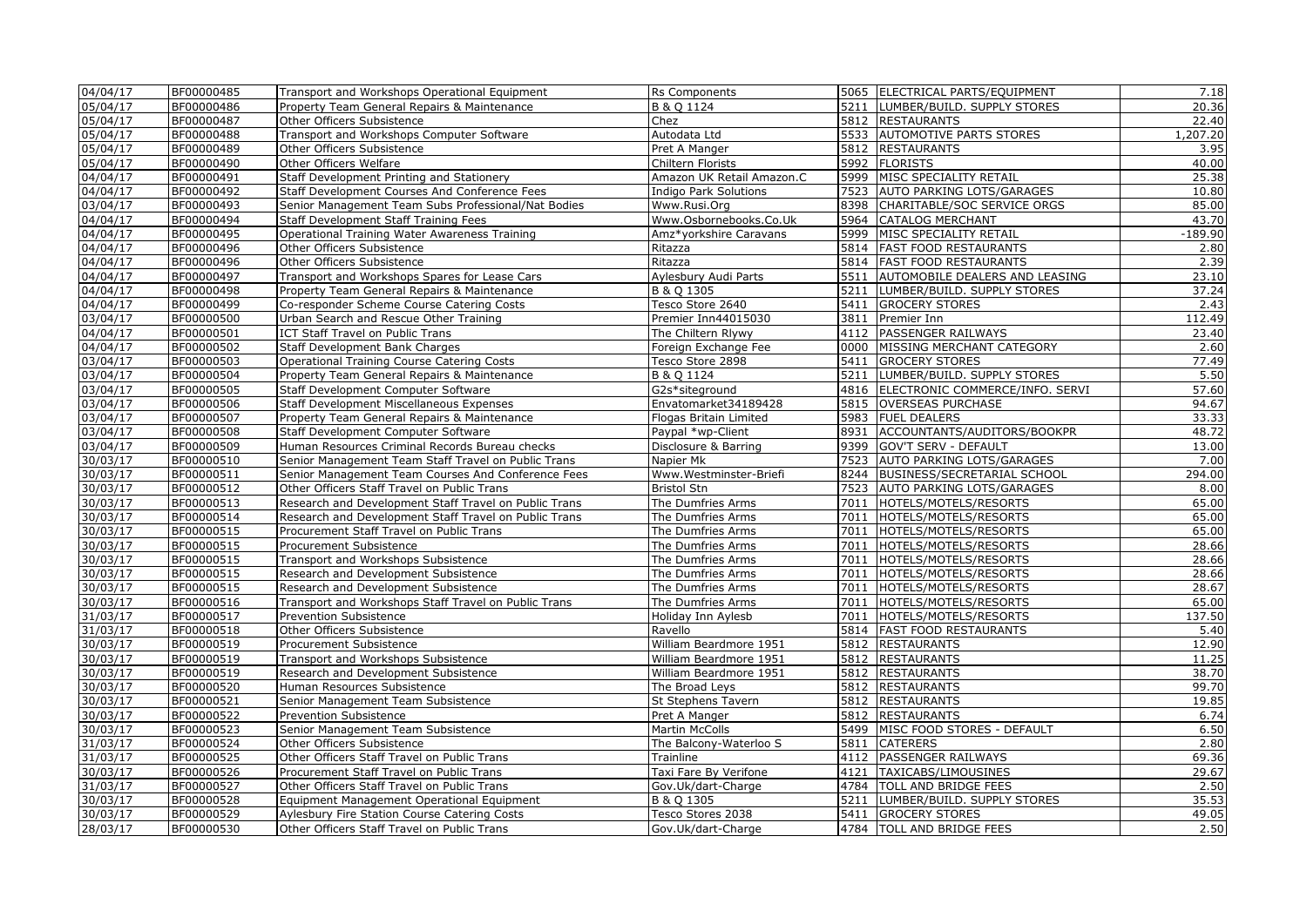| 04/04/17 | BF00000485 | Transport and Workshops Operational Equipment | Rs Components | 5065 | ELECTRICAL PARTS/EQUIPMENT | 7.18 |
|---|---|---|---|---|---|---|
| 05/04/17 | BF00000486 | Property Team General Repairs & Maintenance | B & Q 1124 | 5211 | LUMBER/BUILD. SUPPLY STORES | 20.36 |
| 05/04/17 | BF00000487 | Other Officers Subsistence | Chez | 5812 | RESTAURANTS | 22.40 |
| 05/04/17 | BF00000488 | Transport and Workshops Computer Software | Autodata Ltd | 5533 | AUTOMOTIVE PARTS STORES | 1,207.20 |
| 05/04/17 | BF00000489 | Other Officers Subsistence | Pret A Manger | 5812 | RESTAURANTS | 3.95 |
| 05/04/17 | BF00000490 | Other Officers Welfare | Chiltern Florists | 5992 | FLORISTS | 40.00 |
| 04/04/17 | BF00000491 | Staff Development Printing and Stationery | Amazon UK Retail Amazon.C | 5999 | MISC SPECIALITY RETAIL | 25.38 |
| 04/04/17 | BF00000492 | Staff Development Courses And Conference Fees | Indigo Park Solutions | 7523 | AUTO PARKING LOTS/GARAGES | 10.80 |
| 03/04/17 | BF00000493 | Senior Management Team Subs Professional/Nat Bodies | Www.Rusi.Org | 8398 | CHARITABLE/SOC SERVICE ORGS | 85.00 |
| 04/04/17 | BF00000494 | Staff Development Staff Training Fees | Www.Osbornebooks.Co.Uk | 5964 | CATALOG MERCHANT | 43.70 |
| 04/04/17 | BF00000495 | Operational Training Water Awareness Training | Amz*yorkshire Caravans | 5999 | MISC SPECIALITY RETAIL | -189.90 |
| 04/04/17 | BF00000496 | Other Officers Subsistence | Ritazza | 5814 | FAST FOOD RESTAURANTS | 2.80 |
| 04/04/17 | BF00000496 | Other Officers Subsistence | Ritazza | 5814 | FAST FOOD RESTAURANTS | 2.39 |
| 04/04/17 | BF00000497 | Transport and Workshops Spares for Lease Cars | Aylesbury Audi Parts | 5511 | AUTOMOBILE DEALERS AND LEASING | 23.10 |
| 04/04/17 | BF00000498 | Property Team General Repairs & Maintenance | B & Q 1305 | 5211 | LUMBER/BUILD. SUPPLY STORES | 37.24 |
| 04/04/17 | BF00000499 | Co-responder Scheme Course Catering Costs | Tesco Store 2640 | 5411 | GROCERY STORES | 2.43 |
| 03/04/17 | BF00000500 | Urban Search and Rescue Other Training | Premier Inn44015030 | 3811 | Premier Inn | 112.49 |
| 04/04/17 | BF00000501 | ICT Staff Travel on Public Trans | The Chiltern Rlywy | 4112 | PASSENGER RAILWAYS | 23.40 |
| 04/04/17 | BF00000502 | Staff Development Bank Charges | Foreign Exchange Fee | 0000 | MISSING MERCHANT CATEGORY | 2.60 |
| 03/04/17 | BF00000503 | Operational Training Course Catering Costs | Tesco Store 2898 | 5411 | GROCERY STORES | 77.49 |
| 03/04/17 | BF00000504 | Property Team General Repairs & Maintenance | B & Q 1124 | 5211 | LUMBER/BUILD. SUPPLY STORES | 5.50 |
| 03/04/17 | BF00000505 | Staff Development Computer Software | G2s*siteground | 4816 | ELECTRONIC COMMERCE/INFO. SERVI | 57.60 |
| 03/04/17 | BF00000506 | Staff Development Miscellaneous Expenses | Envatomarket34189428 | 5815 | OVERSEAS PURCHASE | 94.67 |
| 03/04/17 | BF00000507 | Property Team General Repairs & Maintenance | Flogas Britain Limited | 5983 | FUEL DEALERS | 33.33 |
| 03/04/17 | BF00000508 | Staff Development Computer Software | Paypal *wp-Client | 8931 | ACCOUNTANTS/AUDITORS/BOOKPR | 48.72 |
| 03/04/17 | BF00000509 | Human Resources Criminal Records Bureau checks | Disclosure & Barring | 9399 | GOV'T SERV - DEFAULT | 13.00 |
| 30/03/17 | BF00000510 | Senior Management Team Staff Travel on Public Trans | Napier Mk | 7523 | AUTO PARKING LOTS/GARAGES | 7.00 |
| 30/03/17 | BF00000511 | Senior Management Team Courses And Conference Fees | Www.Westminster-Briefi | 8244 | BUSINESS/SECRETARIAL SCHOOL | 294.00 |
| 30/03/17 | BF00000512 | Other Officers Staff Travel on Public Trans | Bristol Stn | 7523 | AUTO PARKING LOTS/GARAGES | 8.00 |
| 30/03/17 | BF00000513 | Research and Development Staff Travel on Public Trans | The Dumfries Arms | 7011 | HOTELS/MOTELS/RESORTS | 65.00 |
| 30/03/17 | BF00000514 | Research and Development Staff Travel on Public Trans | The Dumfries Arms | 7011 | HOTELS/MOTELS/RESORTS | 65.00 |
| 30/03/17 | BF00000515 | Procurement Staff Travel on Public Trans | The Dumfries Arms | 7011 | HOTELS/MOTELS/RESORTS | 65.00 |
| 30/03/17 | BF00000515 | Procurement Subsistence | The Dumfries Arms | 7011 | HOTELS/MOTELS/RESORTS | 28.66 |
| 30/03/17 | BF00000515 | Transport and Workshops Subsistence | The Dumfries Arms | 7011 | HOTELS/MOTELS/RESORTS | 28.66 |
| 30/03/17 | BF00000515 | Research and Development Subsistence | The Dumfries Arms | 7011 | HOTELS/MOTELS/RESORTS | 28.66 |
| 30/03/17 | BF00000515 | Research and Development Subsistence | The Dumfries Arms | 7011 | HOTELS/MOTELS/RESORTS | 28.67 |
| 30/03/17 | BF00000516 | Transport and Workshops Staff Travel on Public Trans | The Dumfries Arms | 7011 | HOTELS/MOTELS/RESORTS | 65.00 |
| 31/03/17 | BF00000517 | Prevention Subsistence | Holiday Inn Aylesb | 7011 | HOTELS/MOTELS/RESORTS | 137.50 |
| 31/03/17 | BF00000518 | Other Officers Subsistence | Ravello | 5814 | FAST FOOD RESTAURANTS | 5.40 |
| 30/03/17 | BF00000519 | Procurement Subsistence | William Beardmore 1951 | 5812 | RESTAURANTS | 12.90 |
| 30/03/17 | BF00000519 | Transport and Workshops Subsistence | William Beardmore 1951 | 5812 | RESTAURANTS | 11.25 |
| 30/03/17 | BF00000519 | Research and Development Subsistence | William Beardmore 1951 | 5812 | RESTAURANTS | 38.70 |
| 30/03/17 | BF00000520 | Human Resources Subsistence | The Broad Leys | 5812 | RESTAURANTS | 99.70 |
| 30/03/17 | BF00000521 | Senior Management Team Subsistence | St Stephens Tavern | 5812 | RESTAURANTS | 19.85 |
| 30/03/17 | BF00000522 | Prevention Subsistence | Pret A Manger | 5812 | RESTAURANTS | 6.74 |
| 30/03/17 | BF00000523 | Senior Management Team Subsistence | Martin McColls | 5499 | MISC FOOD STORES - DEFAULT | 6.50 |
| 31/03/17 | BF00000524 | Other Officers Subsistence | The Balcony-Waterloo S | 5811 | CATERERS | 2.80 |
| 31/03/17 | BF00000525 | Other Officers Staff Travel on Public Trans | Trainline | 4112 | PASSENGER RAILWAYS | 69.36 |
| 30/03/17 | BF00000526 | Procurement Staff Travel on Public Trans | Taxi Fare By Verifone | 4121 | TAXICABS/LIMOUSINES | 29.67 |
| 31/03/17 | BF00000527 | Other Officers Staff Travel on Public Trans | Gov.Uk/dart-Charge | 4784 | TOLL AND BRIDGE FEES | 2.50 |
| 30/03/17 | BF00000528 | Equipment Management Operational Equipment | B & Q 1305 | 5211 | LUMBER/BUILD. SUPPLY STORES | 35.53 |
| 30/03/17 | BF00000529 | Aylesbury Fire Station Course Catering Costs | Tesco Stores 2038 | 5411 | GROCERY STORES | 49.05 |
| 28/03/17 | BF00000530 | Other Officers Staff Travel on Public Trans | Gov.Uk/dart-Charge | 4784 | TOLL AND BRIDGE FEES | 2.50 |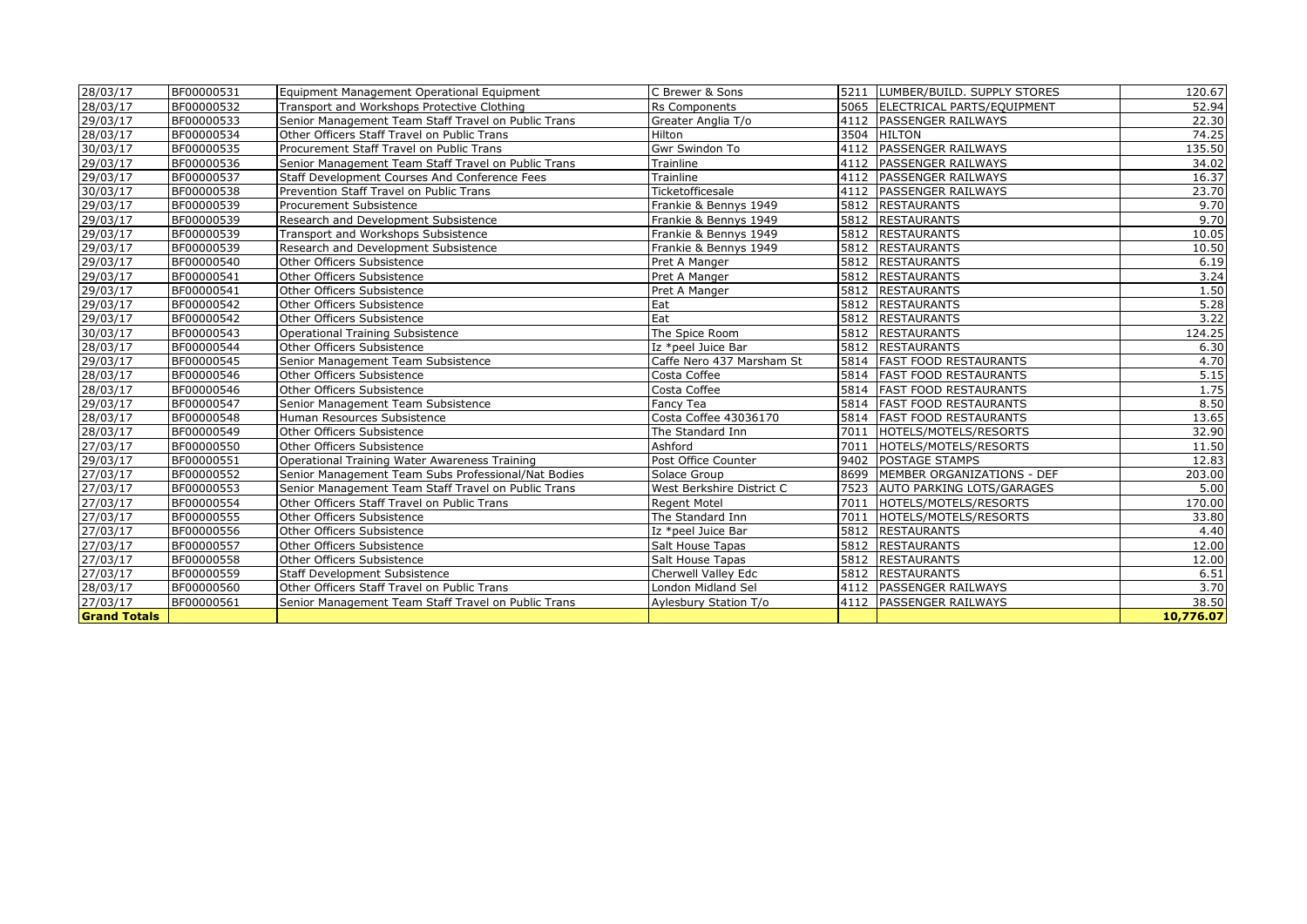| | | | | | | |
|---|---|---|---|---|---|---|
| 28/03/17 | BF00000531 | Equipment Management Operational Equipment | C Brewer & Sons | 5211 | LUMBER/BUILD. SUPPLY STORES | 120.67 |
| 28/03/17 | BF00000532 | Transport and Workshops Protective Clothing | Rs Components | 5065 | ELECTRICAL PARTS/EQUIPMENT | 52.94 |
| 29/03/17 | BF00000533 | Senior Management Team Staff Travel on Public Trans | Greater Anglia T/o | 4112 | PASSENGER RAILWAYS | 22.30 |
| 28/03/17 | BF00000534 | Other Officers Staff Travel on Public Trans | Hilton | 3504 | HILTON | 74.25 |
| 30/03/17 | BF00000535 | Procurement Staff Travel on Public Trans | Gwr Swindon To | 4112 | PASSENGER RAILWAYS | 135.50 |
| 29/03/17 | BF00000536 | Senior Management Team Staff Travel on Public Trans | Trainline | 4112 | PASSENGER RAILWAYS | 34.02 |
| 29/03/17 | BF00000537 | Staff Development Courses And Conference Fees | Trainline | 4112 | PASSENGER RAILWAYS | 16.37 |
| 30/03/17 | BF00000538 | Prevention Staff Travel on Public Trans | Ticketofficesale | 4112 | PASSENGER RAILWAYS | 23.70 |
| 29/03/17 | BF00000539 | Procurement Subsistence | Frankie & Bennys 1949 | 5812 | RESTAURANTS | 9.70 |
| 29/03/17 | BF00000539 | Research and Development Subsistence | Frankie & Bennys 1949 | 5812 | RESTAURANTS | 9.70 |
| 29/03/17 | BF00000539 | Transport and Workshops Subsistence | Frankie & Bennys 1949 | 5812 | RESTAURANTS | 10.05 |
| 29/03/17 | BF00000539 | Research and Development Subsistence | Frankie & Bennys 1949 | 5812 | RESTAURANTS | 10.50 |
| 29/03/17 | BF00000540 | Other Officers Subsistence | Pret A Manger | 5812 | RESTAURANTS | 6.19 |
| 29/03/17 | BF00000541 | Other Officers Subsistence | Pret A Manger | 5812 | RESTAURANTS | 3.24 |
| 29/03/17 | BF00000541 | Other Officers Subsistence | Pret A Manger | 5812 | RESTAURANTS | 1.50 |
| 29/03/17 | BF00000542 | Other Officers Subsistence | Eat | 5812 | RESTAURANTS | 5.28 |
| 29/03/17 | BF00000542 | Other Officers Subsistence | Eat | 5812 | RESTAURANTS | 3.22 |
| 30/03/17 | BF00000543 | Operational Training Subsistence | The Spice Room | 5812 | RESTAURANTS | 124.25 |
| 28/03/17 | BF00000544 | Other Officers Subsistence | Iz *peel Juice Bar | 5812 | RESTAURANTS | 6.30 |
| 29/03/17 | BF00000545 | Senior Management Team Subsistence | Caffe Nero 437 Marsham St | 5814 | FAST FOOD RESTAURANTS | 4.70 |
| 28/03/17 | BF00000546 | Other Officers Subsistence | Costa Coffee | 5814 | FAST FOOD RESTAURANTS | 5.15 |
| 28/03/17 | BF00000546 | Other Officers Subsistence | Costa Coffee | 5814 | FAST FOOD RESTAURANTS | 1.75 |
| 29/03/17 | BF00000547 | Senior Management Team Subsistence | Fancy Tea | 5814 | FAST FOOD RESTAURANTS | 8.50 |
| 28/03/17 | BF00000548 | Human Resources Subsistence | Costa Coffee 43036170 | 5814 | FAST FOOD RESTAURANTS | 13.65 |
| 28/03/17 | BF00000549 | Other Officers Subsistence | The Standard Inn | 7011 | HOTELS/MOTELS/RESORTS | 32.90 |
| 27/03/17 | BF00000550 | Other Officers Subsistence | Ashford | 7011 | HOTELS/MOTELS/RESORTS | 11.50 |
| 29/03/17 | BF00000551 | Operational Training Water Awareness Training | Post Office Counter | 9402 | POSTAGE STAMPS | 12.83 |
| 27/03/17 | BF00000552 | Senior Management Team Subs Professional/Nat Bodies | Solace Group | 8699 | MEMBER ORGANIZATIONS - DEF | 203.00 |
| 27/03/17 | BF00000553 | Senior Management Team Staff Travel on Public Trans | West Berkshire District C | 7523 | AUTO PARKING LOTS/GARAGES | 5.00 |
| 27/03/17 | BF00000554 | Other Officers Staff Travel on Public Trans | Regent Motel | 7011 | HOTELS/MOTELS/RESORTS | 170.00 |
| 27/03/17 | BF00000555 | Other Officers Subsistence | The Standard Inn | 7011 | HOTELS/MOTELS/RESORTS | 33.80 |
| 27/03/17 | BF00000556 | Other Officers Subsistence | Iz *peel Juice Bar | 5812 | RESTAURANTS | 4.40 |
| 27/03/17 | BF00000557 | Other Officers Subsistence | Salt House Tapas | 5812 | RESTAURANTS | 12.00 |
| 27/03/17 | BF00000558 | Other Officers Subsistence | Salt House Tapas | 5812 | RESTAURANTS | 12.00 |
| 27/03/17 | BF00000559 | Staff Development Subsistence | Cherwell Valley Edc | 5812 | RESTAURANTS | 6.51 |
| 28/03/17 | BF00000560 | Other Officers Staff Travel on Public Trans | London Midland Sel | 4112 | PASSENGER RAILWAYS | 3.70 |
| 27/03/17 | BF00000561 | Senior Management Team Staff Travel on Public Trans | Aylesbury Station T/o | 4112 | PASSENGER RAILWAYS | 38.50 |
| **Grand Totals** | | | | | | **10,776.07** |